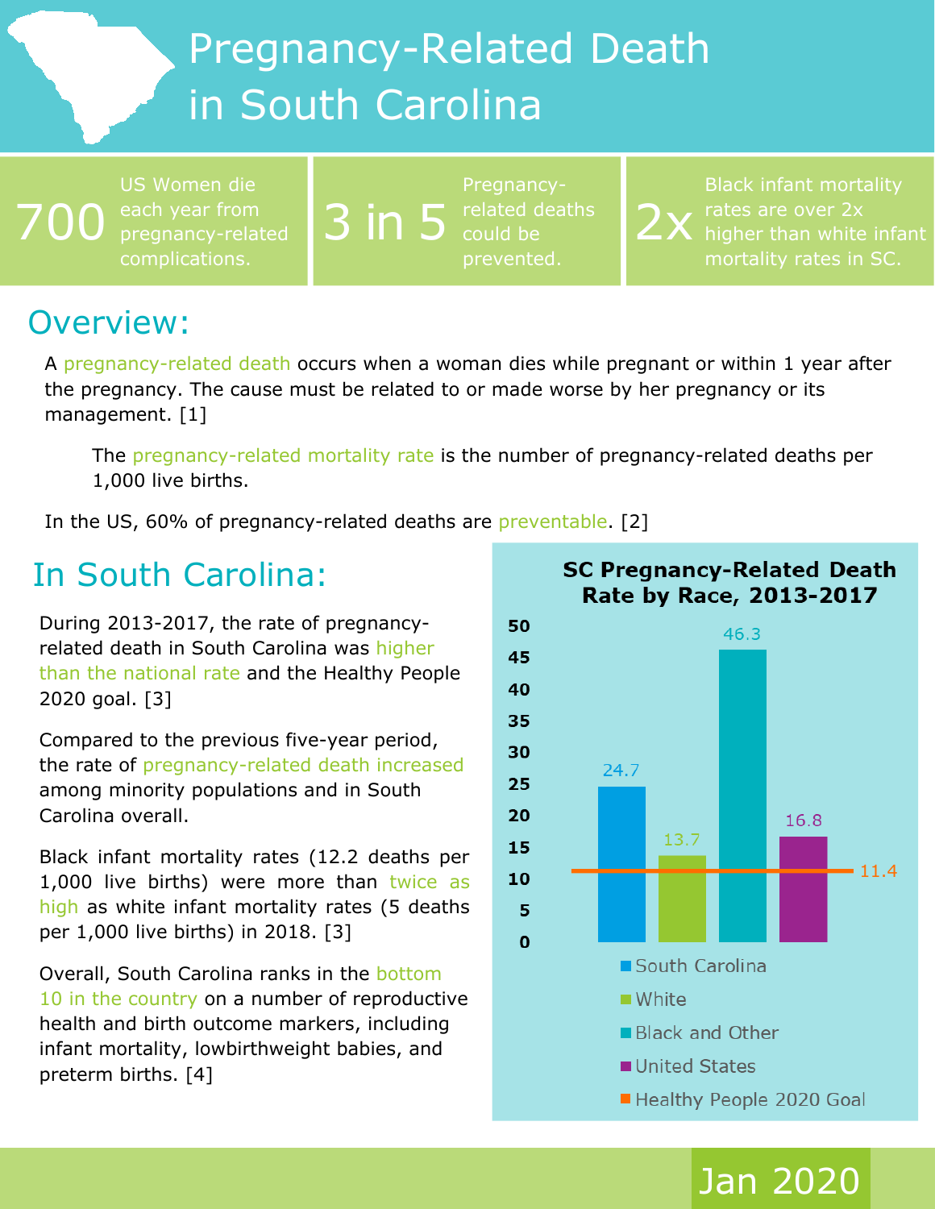# Pregnancy-Related Death in South Carolina

**700** US Women die each year from pregnancy-related complications.

**3 in 5** Pregnancy-related deaths could be prevented.

**2x** Black infant mortality rates are over 2x higher than white infant mortality rates in SC.

## Overview:

A pregnancy-related death occurs when a woman dies while pregnant or within 1 year after the pregnancy. The cause must be related to or made worse by her pregnancy or its management. [1]

The pregnancy-related mortality rate is the number of pregnancy-related deaths per 1,000 live births.

In the US, 60% of pregnancy-related deaths are preventable. [2]

## In South Carolina:

During 2013-2017, the rate of pregnancy-related death in South Carolina was higher than the national rate and the Healthy People 2020 goal. [3]

Compared to the previous five-year period, the rate of pregnancy-related death increased among minority populations and in South Carolina overall.

Black infant mortality rates (12.2 deaths per 1,000 live births) were more than twice as high as white infant mortality rates (5 deaths per 1,000 live births) in 2018. [3]

Overall, South Carolina ranks in the bottom 10 in the country on a number of reproductive health and birth outcome markers, including infant mortality, lowbirthweight babies, and preterm births. [4]

**SC Pregnancy-Related Death Rate by Race, 2013-2017**

| Group | Rate |
| --- | --- |
| South Carolina | 24.7 |
| White | 13.7 |
| Black and Other | 46.3 |
| United States | 16.8 |
| Healthy People 2020 Goal | 11.4 |

Jan 2020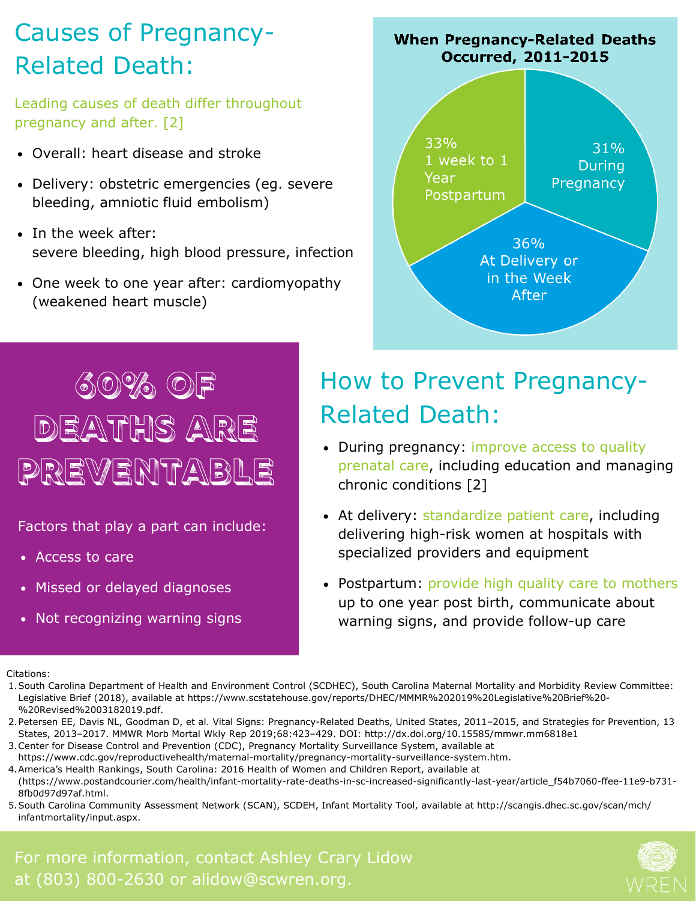# Causes of Pregnancy-Related Death:

Leading causes of death differ throughout pregnancy and after. [2]

- Overall: heart disease and stroke
- Delivery: obstetric emergencies (eg. severe bleeding, amniotic fluid embolism)
- In the week after: severe bleeding, high blood pressure, infection
- One week to one year after: cardiomyopathy (weakened heart muscle)

**When Pregnancy-Related Deaths Occurred, 2011-2015**

31% During Pregnancy

36% At Delivery or in the Week After

33% 1 week to 1 Year Postpartum

## 60% OF DEATHS ARE PREVENTABLE

Factors that play a part can include:

- Access to care
- Missed or delayed diagnoses
- Not recognizing warning signs

# How to Prevent Pregnancy-Related Death:

- During pregnancy: improve access to quality prenatal care, including education and managing chronic conditions [2]
- At delivery: standardize patient care, including delivering high-risk women at hospitals with specialized providers and equipment
- Postpartum: provide high quality care to mothers up to one year post birth, communicate about warning signs, and provide follow-up care

Citations:

1. South Carolina Department of Health and Environment Control (SCDHEC), South Carolina Maternal Mortality and Morbidity Review Committee: Legislative Brief (2018), available at https://www.scstatehouse.gov/reports/DHEC/MMMR%202019%20Legislative%20Brief%20-%20Revised%2003182019.pdf.
2. Petersen EE, Davis NL, Goodman D, et al. Vital Signs: Pregnancy-Related Deaths, United States, 2011–2015, and Strategies for Prevention, 13 States, 2013–2017. MMWR Morb Mortal Wkly Rep 2019;68:423–429. DOI: http://dx.doi.org/10.15585/mmwr.mm6818e1
3. Center for Disease Control and Prevention (CDC), Pregnancy Mortality Surveillance System, available at https://www.cdc.gov/reproductivehealth/maternal-mortality/pregnancy-mortality-surveillance-system.htm.
4. America's Health Rankings, South Carolina: 2016 Health of Women and Children Report, available at (https://www.postandcourier.com/health/infant-mortality-rate-deaths-in-sc-increased-significantly-last-year/article_f54b7060-ffee-11e9-b731-8fb0d97d97af.html.
5. South Carolina Community Assessment Network (SCAN), SCDEH, Infant Mortality Tool, available at http://scangis.dhec.sc.gov/scan/mch/infantmortality/input.aspx.

For more information, contact Ashley Crary Lidow at (803) 800-2630 or alidow@scwren.org.

WREN